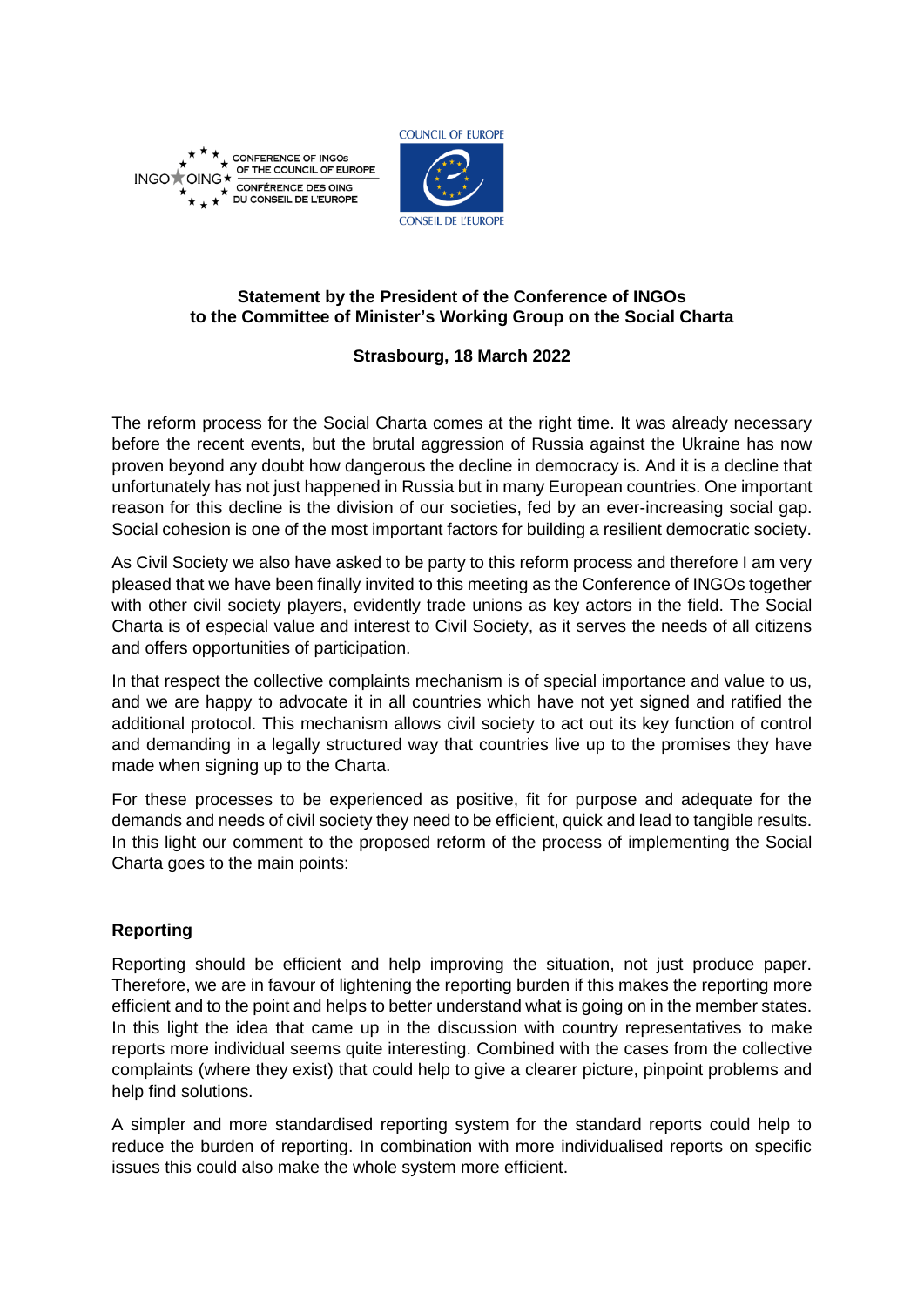CONFERENCE OF INGOs OF THE COUNCIL OF EUROPE
CONFÉRENCE DES OING DU CONSEIL DE L'EUROPE

COUNCIL OF EUROPE
CONSEIL DE L'EUROPE

**Statement by the President of the Conference of INGOs to the Committee of Minister's Working Group on the Social Charta**

**Strasbourg, 18 March 2022**

The reform process for the Social Charta comes at the right time. It was already necessary before the recent events, but the brutal aggression of Russia against the Ukraine has now proven beyond any doubt how dangerous the decline in democracy is. And it is a decline that unfortunately has not just happened in Russia but in many European countries. One important reason for this decline is the division of our societies, fed by an ever-increasing social gap. Social cohesion is one of the most important factors for building a resilient democratic society.

As Civil Society we also have asked to be party to this reform process and therefore I am very pleased that we have been finally invited to this meeting as the Conference of INGOs together with other civil society players, evidently trade unions as key actors in the field. The Social Charta is of especial value and interest to Civil Society, as it serves the needs of all citizens and offers opportunities of participation.

In that respect the collective complaints mechanism is of special importance and value to us, and we are happy to advocate it in all countries which have not yet signed and ratified the additional protocol. This mechanism allows civil society to act out its key function of control and demanding in a legally structured way that countries live up to the promises they have made when signing up to the Charta.

For these processes to be experienced as positive, fit for purpose and adequate for the demands and needs of civil society they need to be efficient, quick and lead to tangible results. In this light our comment to the proposed reform of the process of implementing the Social Charta goes to the main points:

**Reporting**

Reporting should be efficient and help improving the situation, not just produce paper. Therefore, we are in favour of lightening the reporting burden if this makes the reporting more efficient and to the point and helps to better understand what is going on in the member states. In this light the idea that came up in the discussion with country representatives to make reports more individual seems quite interesting. Combined with the cases from the collective complaints (where they exist) that could help to give a clearer picture, pinpoint problems and help find solutions.

A simpler and more standardised reporting system for the standard reports could help to reduce the burden of reporting. In combination with more individualised reports on specific issues this could also make the whole system more efficient.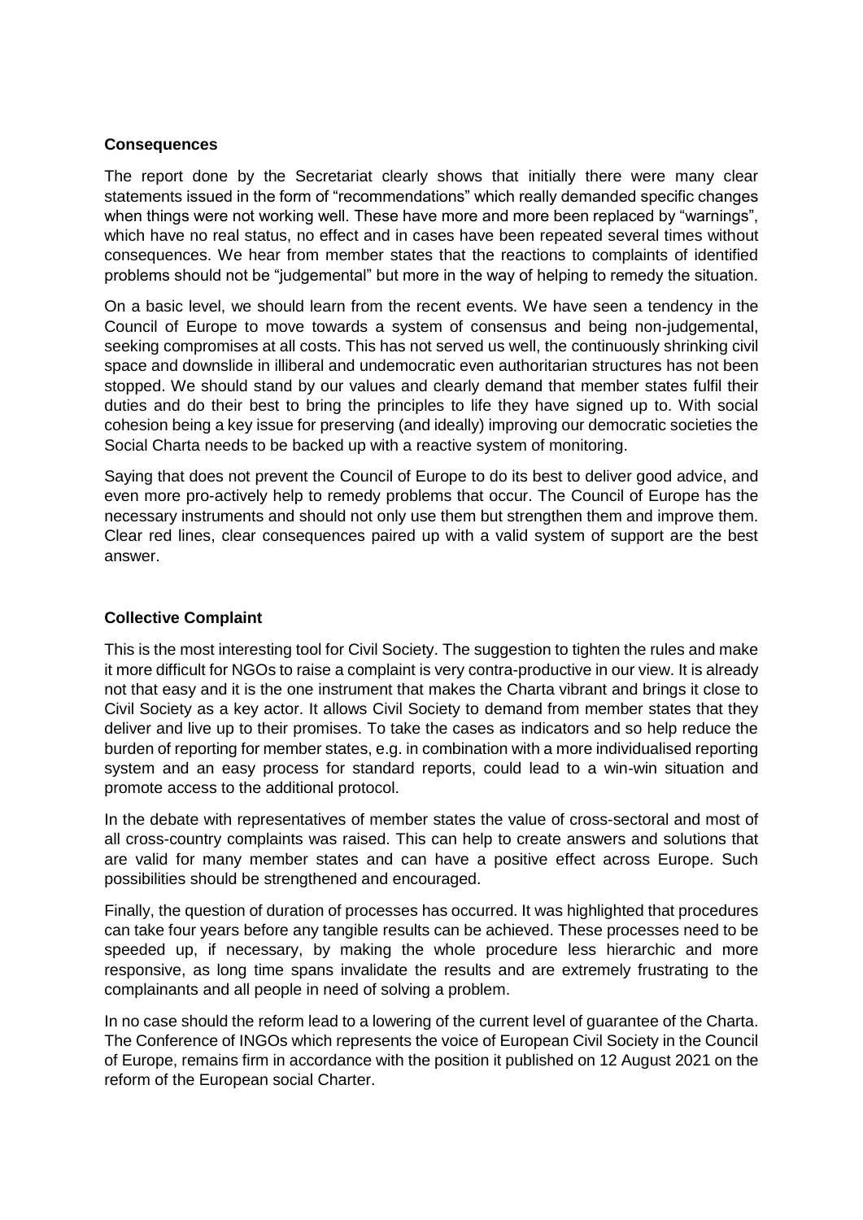**Consequences**

The report done by the Secretariat clearly shows that initially there were many clear statements issued in the form of "recommendations" which really demanded specific changes when things were not working well. These have more and more been replaced by "warnings", which have no real status, no effect and in cases have been repeated several times without consequences. We hear from member states that the reactions to complaints of identified problems should not be "judgemental" but more in the way of helping to remedy the situation.

On a basic level, we should learn from the recent events. We have seen a tendency in the Council of Europe to move towards a system of consensus and being non-judgemental, seeking compromises at all costs. This has not served us well, the continuously shrinking civil space and downslide in illiberal and undemocratic even authoritarian structures has not been stopped. We should stand by our values and clearly demand that member states fulfil their duties and do their best to bring the principles to life they have signed up to. With social cohesion being a key issue for preserving (and ideally) improving our democratic societies the Social Charta needs to be backed up with a reactive system of monitoring.

Saying that does not prevent the Council of Europe to do its best to deliver good advice, and even more pro-actively help to remedy problems that occur. The Council of Europe has the necessary instruments and should not only use them but strengthen them and improve them. Clear red lines, clear consequences paired up with a valid system of support are the best answer.

**Collective Complaint**

This is the most interesting tool for Civil Society. The suggestion to tighten the rules and make it more difficult for NGOs to raise a complaint is very contra-productive in our view. It is already not that easy and it is the one instrument that makes the Charta vibrant and brings it close to Civil Society as a key actor. It allows Civil Society to demand from member states that they deliver and live up to their promises. To take the cases as indicators and so help reduce the burden of reporting for member states, e.g. in combination with a more individualised reporting system and an easy process for standard reports, could lead to a win-win situation and promote access to the additional protocol.

In the debate with representatives of member states the value of cross-sectoral and most of all cross-country complaints was raised. This can help to create answers and solutions that are valid for many member states and can have a positive effect across Europe. Such possibilities should be strengthened and encouraged.

Finally, the question of duration of processes has occurred. It was highlighted that procedures can take four years before any tangible results can be achieved. These processes need to be speeded up, if necessary, by making the whole procedure less hierarchic and more responsive, as long time spans invalidate the results and are extremely frustrating to the complainants and all people in need of solving a problem.

In no case should the reform lead to a lowering of the current level of guarantee of the Charta. The Conference of INGOs which represents the voice of European Civil Society in the Council of Europe, remains firm in accordance with the position it published on 12 August 2021 on the reform of the European social Charter.